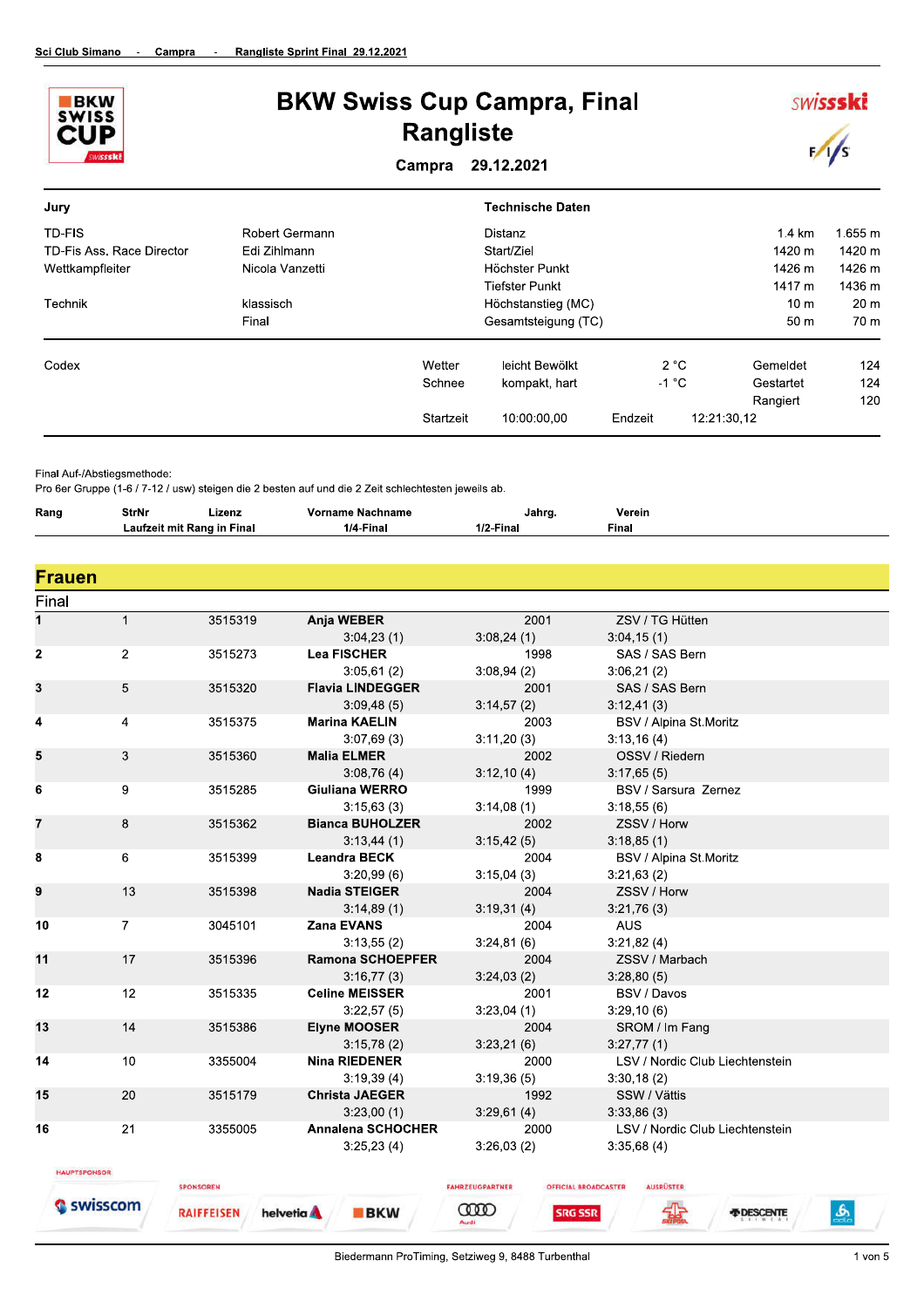# BKW Swiss Cup Campra, Final

## Rangliste

**Campra 29.12.2021**

| Jury | | Technische Daten | | |
|---|---|---|---|---|
| TD-FIS | Robert Germann | Distanz | 1.4 km | 1.655 m |
| TD-Fis Ass. Race Director | Edi Zihlmann | Start/Ziel | 1420 m | 1420 m |
| Wettkampfleiter | Nicola Vanzetti | Höchster Punkt | 1426 m | 1426 m |
| | | Tiefster Punkt | 1417 m | 1436 m |
| Technik | klassisch | Höchstanstieg (MC) | 10 m | 20 m |
| | Final | Gesamtsteigung (TC) | 50 m | 70 m |

Codex

| Wetter | leicht Bewölkt | 2 °C | Gemeldet | 124 |
|---|---|---|---|---|
| Schnee | kompakt, hart | -1 °C | Gestartet | 124 |
| | | | Rangiert | 120 |
| Startzeit | 10:00:00,00 | Endzeit | 12:21:30,12 | |

Final Auf-/Abstiegsmethode:
Pro 6er Gruppe (1-6 / 7-12 / usw) steigen die 2 besten auf und die 2 Zeit schlechtesten jeweils ab.

## Frauen

### Final

| Rang | StrNr | Lizenz | Vorname Nachname | Jahrg. | Verein | 1/4-Final | 1/2-Final | Final |
|---|---|---|---|---|---|---|---|---|
| 1 | 1 | 3515319 | **Anja WEBER** | 2001 | ZSV / TG Hütten | 3:04,23 (1) | 3:08,24 (1) | 3:04,15 (1) |
| 2 | 2 | 3515273 | **Lea FISCHER** | 1998 | SAS / SAS Bern | 3:05,61 (2) | 3:08,94 (2) | 3:06,21 (2) |
| 3 | 5 | 3515320 | **Flavia LINDEGGER** | 2001 | SAS / SAS Bern | 3:09,48 (5) | 3:14,57 (2) | 3:12,41 (3) |
| 4 | 4 | 3515375 | **Marina KAELIN** | 2003 | BSV / Alpina St.Moritz | 3:07,69 (3) | 3:11,20 (3) | 3:13,16 (4) |
| 5 | 3 | 3515360 | **Malia ELMER** | 2002 | OSSV / Riedern | 3:08,76 (4) | 3:12,10 (4) | 3:17,65 (5) |
| 6 | 9 | 3515285 | **Giuliana WERRO** | 1999 | BSV / Sarsura Zernez | 3:15,63 (3) | 3:14,08 (1) | 3:18,55 (6) |
| 7 | 8 | 3515362 | **Bianca BUHOLZER** | 2002 | ZSSV / Horw | 3:13,44 (1) | 3:15,42 (5) | 3:18,85 (1) |
| 8 | 6 | 3515399 | **Leandra BECK** | 2004 | BSV / Alpina St.Moritz | 3:20,99 (6) | 3:15,04 (3) | 3:21,63 (2) |
| 9 | 13 | 3515398 | **Nadia STEIGER** | 2004 | ZSSV / Horw | 3:14,89 (1) | 3:19,31 (4) | 3:21,76 (3) |
| 10 | 7 | 3045101 | **Zana EVANS** | 2004 | AUS | 3:13,55 (2) | 3:24,81 (6) | 3:21,82 (4) |
| 11 | 17 | 3515396 | **Ramona SCHOEPFER** | 2004 | ZSSV / Marbach | 3:16,77 (3) | 3:24,03 (2) | 3:28,80 (5) |
| 12 | 12 | 3515335 | **Celine MEISSER** | 2001 | BSV / Davos | 3:22,57 (5) | 3:23,04 (1) | 3:29,10 (6) |
| 13 | 14 | 3515386 | **Elyne MOOSER** | 2004 | SROM / Im Fang | 3:15,78 (2) | 3:23,21 (6) | 3:27,77 (1) |
| 14 | 10 | 3355004 | **Nina RIEDENER** | 2000 | LSV / Nordic Club Liechtenstein | 3:19,39 (4) | 3:19,36 (5) | 3:30,18 (2) |
| 15 | 20 | 3515179 | **Christa JAEGER** | 1992 | SSW / Vättis | 3:23,00 (1) | 3:29,61 (4) | 3:33,86 (3) |
| 16 | 21 | 3355005 | **Annalena SCHOCHER** | 2000 | LSV / Nordic Club Liechtenstein | 3:25,23 (4) | 3:26,03 (2) | 3:35,68 (4) |

Biedermann ProTiming, Setziweg 9, 8488 Turbenthal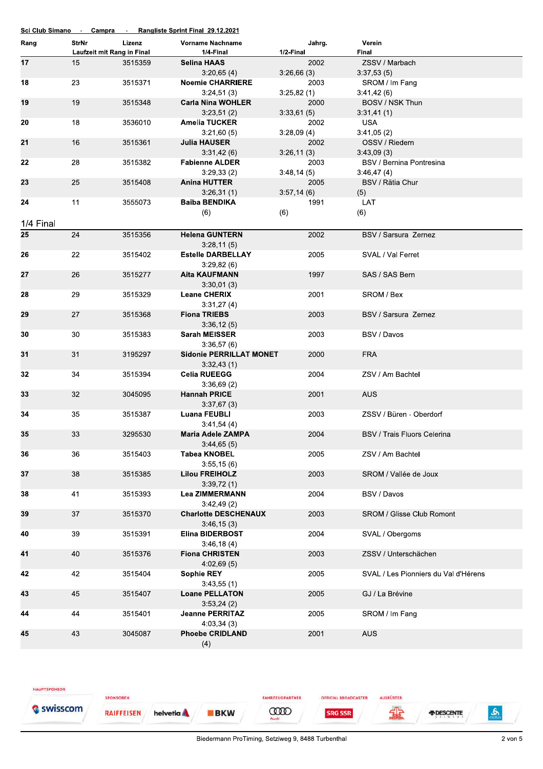**Sci Club Simano - Campra - Rangliste Sprint Final 29.12.2021**

| Rang | StrNr | Lizenz | Vorname Nachname | Jahrg. | Verein |
|---|---|---|---|---|---|
| | Laufzeit mit Rang in Final | | 1/4-Final | 1/2-Final | Final |
| **17** | 15 | 3515359 | **Selina HAAS** | 2002 | ZSSV / Marbach |
| | | | 3:20,65 (4) | 3:26,66 (3) | 3:37,53 (5) |
| **18** | 23 | 3515371 | **Noemie CHARRIERE** | 2003 | SROM / Im Fang |
| | | | 3:24,51 (3) | 3:25,82 (1) | 3:41,42 (6) |
| **19** | 19 | 3515348 | **Carla Nina WOHLER** | 2000 | BOSV / NSK Thun |
| | | | 3:23,51 (2) | 3:33,61 (5) | 3:31,41 (1) |
| **20** | 18 | 3536010 | **Amelia TUCKER** | 2002 | USA |
| | | | 3:21,60 (5) | 3:28,09 (4) | 3:41,05 (2) |
| **21** | 16 | 3515361 | **Julia HAUSER** | 2002 | OSSV / Riedern |
| | | | 3:31,42 (6) | 3:26,11 (3) | 3:43,09 (3) |
| **22** | 28 | 3515382 | **Fabienne ALDER** | 2003 | BSV / Bernina Pontresina |
| | | | 3:29,33 (2) | 3:48,14 (5) | 3:46,47 (4) |
| **23** | 25 | 3515408 | **Anina HUTTER** | 2005 | BSV / Rätia Chur |
| | | | 3:26,31 (1) | 3:57,14 (6) | (5) |
| **24** | 11 | 3555073 | **Baiba BENDIKA** | 1991 | LAT |
| | | | (6) | (6) | (6) |

## 1/4 Final

| Rang | StrNr | Lizenz | Vorname Nachname | Jahrg. | Verein |
|---|---|---|---|---|---|
| **25** | 24 | 3515356 | **Helena GUNTERN** | 2002 | BSV / Sarsura Zernez |
| | | | 3:28,11 (5) | | |
| **26** | 22 | 3515402 | **Estelle DARBELLAY** | 2005 | SVAL / Val Ferret |
| | | | 3:29,82 (6) | | |
| **27** | 26 | 3515277 | **Aita KAUFMANN** | 1997 | SAS / SAS Bern |
| | | | 3:30,01 (3) | | |
| **28** | 29 | 3515329 | **Leane CHERIX** | 2001 | SROM / Bex |
| | | | 3:31,27 (4) | | |
| **29** | 27 | 3515368 | **Fiona TRIEBS** | 2003 | BSV / Sarsura Zernez |
| | | | 3:36,12 (5) | | |
| **30** | 30 | 3515383 | **Sarah MEISSER** | 2003 | BSV / Davos |
| | | | 3:36,57 (6) | | |
| **31** | 31 | 3195297 | **Sidonie PERRILLAT MONET** | 2000 | FRA |
| | | | 3:32,43 (1) | | |
| **32** | 34 | 3515394 | **Celia RUEEGG** | 2004 | ZSV / Am Bachtel |
| | | | 3:36,69 (2) | | |
| **33** | 32 | 3045095 | **Hannah PRICE** | 2001 | AUS |
| | | | 3:37,67 (3) | | |
| **34** | 35 | 3515387 | **Luana FEUBLI** | 2003 | ZSSV / Büren - Oberdorf |
| | | | 3:41,54 (4) | | |
| **35** | 33 | 3295530 | **Maria Adele ZAMPA** | 2004 | BSV / Trais Fluors Celerina |
| | | | 3:44,65 (5) | | |
| **36** | 36 | 3515403 | **Tabea KNOBEL** | 2005 | ZSV / Am Bachtel |
| | | | 3:55,15 (6) | | |
| **37** | 38 | 3515385 | **Lilou FREIHOLZ** | 2003 | SROM / Vallée de Joux |
| | | | 3:39,72 (1) | | |
| **38** | 41 | 3515393 | **Lea ZIMMERMANN** | 2004 | BSV / Davos |
| | | | 3:42,49 (2) | | |
| **39** | 37 | 3515370 | **Charlotte DESCHENAUX** | 2003 | SROM / Glisse Club Romont |
| | | | 3:46,15 (3) | | |
| **40** | 39 | 3515391 | **Elina BIDERBOST** | 2004 | SVAL / Obergoms |
| | | | 3:46,18 (4) | | |
| **41** | 40 | 3515376 | **Fiona CHRISTEN** | 2003 | ZSSV / Unterschächen |
| | | | 4:02,69 (5) | | |
| **42** | 42 | 3515404 | **Sophie REY** | 2005 | SVAL / Les Pionniers du Val d'Hérens |
| | | | 3:43,55 (1) | | |
| **43** | 45 | 3515407 | **Loane PELLATON** | 2005 | GJ / La Brévine |
| | | | 3:53,24 (2) | | |
| **44** | 44 | 3515401 | **Jeanne PERRITAZ** | 2005 | SROM / Im Fang |
| | | | 4:03,34 (3) | | |
| **45** | 43 | 3045087 | **Phoebe CRIDLAND** | 2001 | AUS |
| | | | (4) | | |

HAUPTSPONSOR: swisscom — SPONSOREN: RAIFFEISEN, helvetia, BKW — FAHRZEUGPARTNER: Audi — OFFICIAL BROADCASTER: SRG SSR — AUSRÜSTER: DESCENTE

Biedermann ProTiming, Setziweg 9, 8488 Turbenthal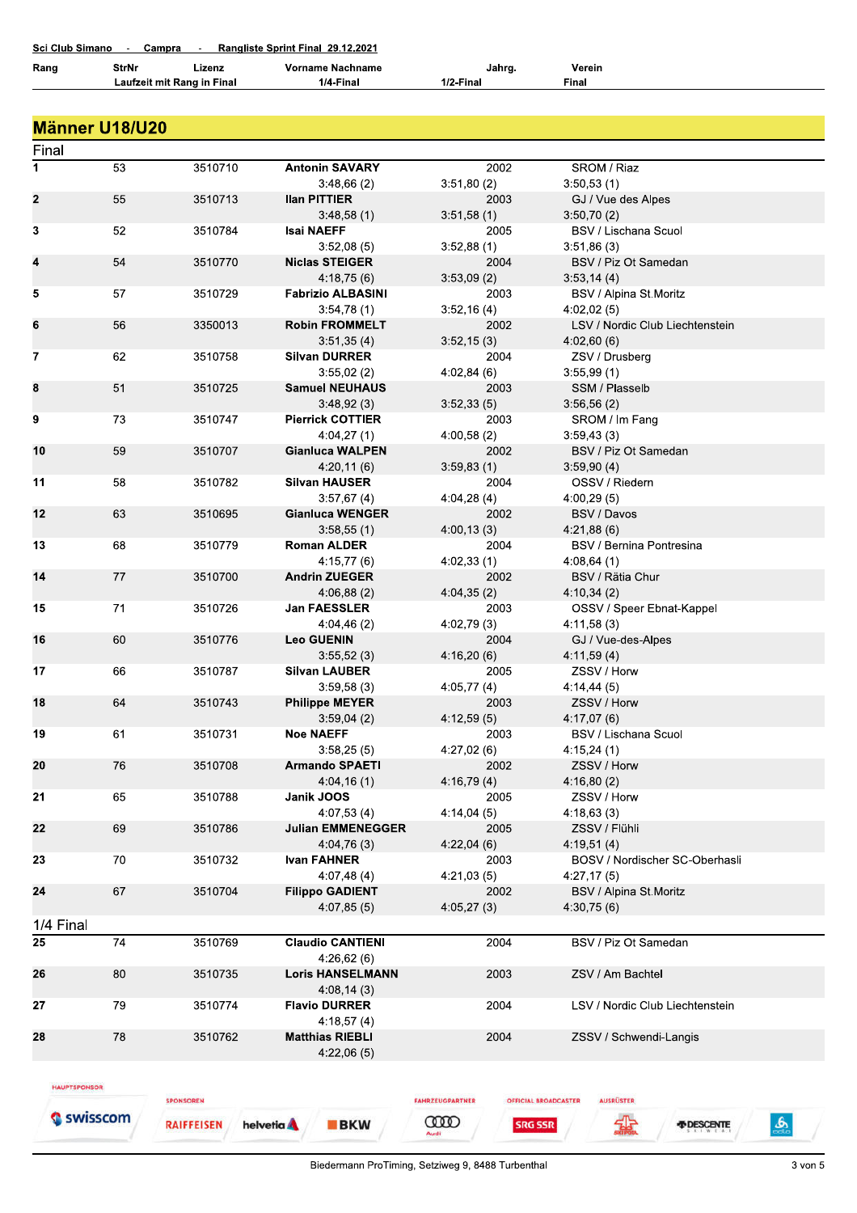**Sci Club Simano - Campra - Rangliste Sprint Final 29.12.2021**

## Männer U18/U20

### Final

| Rang | StrNr | Lizenz | Vorname Nachname | Jahrg. | Verein | Laufzeit mit Rang in 1/4-Final | 1/2-Final | Final |
|---|---|---|---|---|---|---|---|---|
| 1 | 53 | 3510710 | **Antonin SAVARY** | 2002 | SROM / Riaz | 3:48,66 (2) | 3:51,80 (2) | 3:50,53 (1) |
| 2 | 55 | 3510713 | **Ilan PITTIER** | 2003 | GJ / Vue des Alpes | 3:48,58 (1) | 3:51,58 (1) | 3:50,70 (2) |
| 3 | 52 | 3510784 | **Isai NAEFF** | 2005 | BSV / Lischana Scuol | 3:52,08 (5) | 3:52,88 (1) | 3:51,86 (3) |
| 4 | 54 | 3510770 | **Niclas STEIGER** | 2004 | BSV / Piz Ot Samedan | 4:18,75 (6) | 3:53,09 (2) | 3:53,14 (4) |
| 5 | 57 | 3510729 | **Fabrizio ALBASINI** | 2003 | BSV / Alpina St.Moritz | 3:54,78 (1) | 3:52,16 (4) | 4:02,02 (5) |
| 6 | 56 | 3350013 | **Robin FROMMELT** | 2002 | LSV / Nordic Club Liechtenstein | 3:51,35 (4) | 3:52,15 (3) | 4:02,60 (6) |
| 7 | 62 | 3510758 | **Silvan DURRER** | 2004 | ZSV / Drusberg | 3:55,02 (2) | 4:02,84 (6) | 3:55,99 (1) |
| 8 | 51 | 3510725 | **Samuel NEUHAUS** | 2003 | SSM / Plasselb | 3:48,92 (3) | 3:52,33 (5) | 3:56,56 (2) |
| 9 | 73 | 3510747 | **Pierrick COTTIER** | 2003 | SROM / Im Fang | 4:04,27 (1) | 4:00,58 (2) | 3:59,43 (3) |
| 10 | 59 | 3510707 | **Gianluca WALPEN** | 2002 | BSV / Piz Ot Samedan | 4:20,11 (6) | 3:59,83 (1) | 3:59,90 (4) |
| 11 | 58 | 3510782 | **Silvan HAUSER** | 2004 | OSSV / Riedern | 3:57,67 (4) | 4:04,28 (4) | 4:00,29 (5) |
| 12 | 63 | 3510695 | **Gianluca WENGER** | 2002 | BSV / Davos | 3:58,55 (1) | 4:00,13 (3) | 4:21,88 (6) |
| 13 | 68 | 3510779 | **Roman ALDER** | 2004 | BSV / Bernina Pontresina | 4:15,77 (6) | 4:02,33 (1) | 4:08,64 (1) |
| 14 | 77 | 3510700 | **Andrin ZUEGER** | 2002 | BSV / Rätia Chur | 4:06,88 (2) | 4:04,35 (2) | 4:10,34 (2) |
| 15 | 71 | 3510726 | **Jan FAESSLER** | 2003 | OSSV / Speer Ebnat-Kappel | 4:04,46 (2) | 4:02,79 (3) | 4:11,58 (3) |
| 16 | 60 | 3510776 | **Leo GUENIN** | 2004 | GJ / Vue-des-Alpes | 3:55,52 (3) | 4:16,20 (6) | 4:11,59 (4) |
| 17 | 66 | 3510787 | **Silvan LAUBER** | 2005 | ZSSV / Horw | 3:59,58 (3) | 4:05,77 (4) | 4:14,44 (5) |
| 18 | 64 | 3510743 | **Philippe MEYER** | 2003 | ZSSV / Horw | 3:59,04 (2) | 4:12,59 (5) | 4:17,07 (6) |
| 19 | 61 | 3510731 | **Noe NAEFF** | 2003 | BSV / Lischana Scuol | 3:58,25 (5) | 4:27,02 (6) | 4:15,24 (1) |
| 20 | 76 | 3510708 | **Armando SPAETI** | 2002 | ZSSV / Horw | 4:04,16 (1) | 4:16,79 (4) | 4:16,80 (2) |
| 21 | 65 | 3510788 | **Janik JOOS** | 2005 | ZSSV / Horw | 4:07,53 (4) | 4:14,04 (5) | 4:18,63 (3) |
| 22 | 69 | 3510786 | **Julian EMMENEGGER** | 2005 | ZSSV / Flühli | 4:04,76 (3) | 4:22,04 (6) | 4:19,51 (4) |
| 23 | 70 | 3510732 | **Ivan FAHNER** | 2003 | BOSV / Nordischer SC-Oberhasli | 4:07,48 (4) | 4:21,03 (5) | 4:27,17 (5) |
| 24 | 67 | 3510704 | **Filippo GADIENT** | 2002 | BSV / Alpina St.Moritz | 4:07,85 (5) | 4:05,27 (3) | 4:30,75 (6) |

### 1/4 Final

| Rang | StrNr | Lizenz | Vorname Nachname | Jahrg. | Verein | Laufzeit mit Rang in 1/4-Final | 1/2-Final | Final |
|---|---|---|---|---|---|---|---|---|
| 25 | 74 | 3510769 | **Claudio CANTIENI** | 2004 | BSV / Piz Ot Samedan | 4:26,62 (6) | | |
| 26 | 80 | 3510735 | **Loris HANSELMANN** | 2003 | ZSV / Am Bachtel | 4:08,14 (3) | | |
| 27 | 79 | 3510774 | **Flavio DURRER** | 2004 | LSV / Nordic Club Liechtenstein | 4:18,57 (4) | | |
| 28 | 78 | 3510762 | **Matthias RIEBLI** | 2004 | ZSSV / Schwendi-Langis | 4:22,06 (5) | | |

HAUPTSPONSOR: swisscom
SPONSOREN: RAIFFEISEN, helvetia, BKW
FAHRZEUGPARTNER: Audi
OFFICIAL BROADCASTER: SRG SSR
AUSRÜSTER: DESCENTE

Biedermann ProTiming, Setziweg 9, 8488 Turbenthal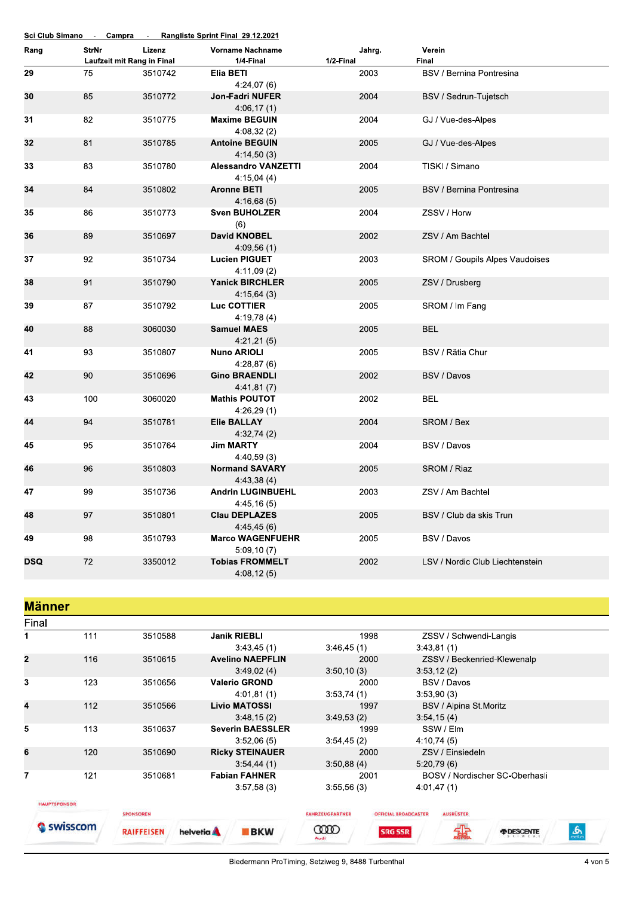Sci Club Simano - Campra - Rangliste Sprint Final 29.12.2021

| Rang | StrNr | Lizenz | Vorname Nachname | Jahrg. | Verein |
|---|---|---|---|---|---|
| | Laufzeit mit Rang in Final | | 1/4-Final | 1/2-Final | Final |
| 29 | 75 | 3510742 | Elia BETI | 2003 | BSV / Bernina Pontresina |
| | | | 4:24,07 (6) | | |
| 30 | 85 | 3510772 | Jon-Fadri NUFER | 2004 | BSV / Sedrun-Tujetsch |
| | | | 4:06,17 (1) | | |
| 31 | 82 | 3510775 | Maxime BEGUIN | 2004 | GJ / Vue-des-Alpes |
| | | | 4:08,32 (2) | | |
| 32 | 81 | 3510785 | Antoine BEGUIN | 2005 | GJ / Vue-des-Alpes |
| | | | 4:14,50 (3) | | |
| 33 | 83 | 3510780 | Alessandro VANZETTI | 2004 | TISKI / Simano |
| | | | 4:15,04 (4) | | |
| 34 | 84 | 3510802 | Aronne BETI | 2005 | BSV / Bernina Pontresina |
| | | | 4:16,68 (5) | | |
| 35 | 86 | 3510773 | Sven BUHOLZER | 2004 | ZSSV / Horw |
| | | | (6) | | |
| 36 | 89 | 3510697 | David KNOBEL | 2002 | ZSV / Am Bachtel |
| | | | 4:09,56 (1) | | |
| 37 | 92 | 3510734 | Lucien PIGUET | 2003 | SROM / Goupils Alpes Vaudoises |
| | | | 4:11,09 (2) | | |
| 38 | 91 | 3510790 | Yanick BIRCHLER | 2005 | ZSV / Drusberg |
| | | | 4:15,64 (3) | | |
| 39 | 87 | 3510792 | Luc COTTIER | 2005 | SROM / Im Fang |
| | | | 4:19,78 (4) | | |
| 40 | 88 | 3060030 | Samuel MAES | 2005 | BEL |
| | | | 4:21,21 (5) | | |
| 41 | 93 | 3510807 | Nuno ARIOLI | 2005 | BSV / Rätia Chur |
| | | | 4:28,87 (6) | | |
| 42 | 90 | 3510696 | Gino BRAENDLI | 2002 | BSV / Davos |
| | | | 4:41,81 (7) | | |
| 43 | 100 | 3060020 | Mathis POUTOT | 2002 | BEL |
| | | | 4:26,29 (1) | | |
| 44 | 94 | 3510781 | Elie BALLAY | 2004 | SROM / Bex |
| | | | 4:32,74 (2) | | |
| 45 | 95 | 3510764 | Jim MARTY | 2004 | BSV / Davos |
| | | | 4:40,59 (3) | | |
| 46 | 96 | 3510803 | Normand SAVARY | 2005 | SROM / Riaz |
| | | | 4:43,38 (4) | | |
| 47 | 99 | 3510736 | Andrin LUGINBUEHL | 2003 | ZSV / Am Bachtel |
| | | | 4:45,16 (5) | | |
| 48 | 97 | 3510801 | Clau DEPLAZES | 2005 | BSV / Club da skis Trun |
| | | | 4:45,45 (6) | | |
| 49 | 98 | 3510793 | Marco WAGENFUEHR | 2005 | BSV / Davos |
| | | | 5:09,10 (7) | | |
| DSQ | 72 | 3350012 | Tobias FROMMELT | 2002 | LSV / Nordic Club Liechtenstein |
| | | | 4:08,12 (5) | | |

## Männer

Final

| Rang | StrNr | Lizenz | Vorname Nachname | Jahrg. | Verein |
|---|---|---|---|---|---|
| | | | 1/4-Final | 1/2-Final | Final |
| 1 | 111 | 3510588 | Janik RIEBLI | 1998 | ZSSV / Schwendi-Langis |
| | | | 3:43,45 (1) | 3:46,45 (1) | 3:43,81 (1) |
| 2 | 116 | 3510615 | Avelino NAEPFLIN | 2000 | ZSSV / Beckenried-Klewenalp |
| | | | 3:49,02 (4) | 3:50,10 (3) | 3:53,12 (2) |
| 3 | 123 | 3510656 | Valerio GROND | 2000 | BSV / Davos |
| | | | 4:01,81 (1) | 3:53,74 (1) | 3:53,90 (3) |
| 4 | 112 | 3510566 | Livio MATOSSI | 1997 | BSV / Alpina St.Moritz |
| | | | 3:48,15 (2) | 3:49,53 (2) | 3:54,15 (4) |
| 5 | 113 | 3510637 | Severin BAESSLER | 1999 | SSW / Elm |
| | | | 3:52,06 (5) | 3:54,45 (2) | 4:10,74 (5) |
| 6 | 120 | 3510690 | Ricky STEINAUER | 2000 | ZSV / Einsiedeln |
| | | | 3:54,44 (1) | 3:50,88 (4) | 5:20,79 (6) |
| 7 | 121 | 3510681 | Fabian FAHNER | 2001 | BOSV / Nordischer SC-Oberhasli |
| | | | 3:57,58 (3) | 3:55,56 (3) | 4:01,47 (1) |

HAUPTSPONSOR swisscom SPONSOREN RAIFFEISEN helvetia BKW FAHRZEUGPARTNER Audi OFFICIAL BROADCASTER SRG SSR AUSRÜSTER DESCENTE

Biedermann ProTiming, Setziweg 9, 8488 Turbenthal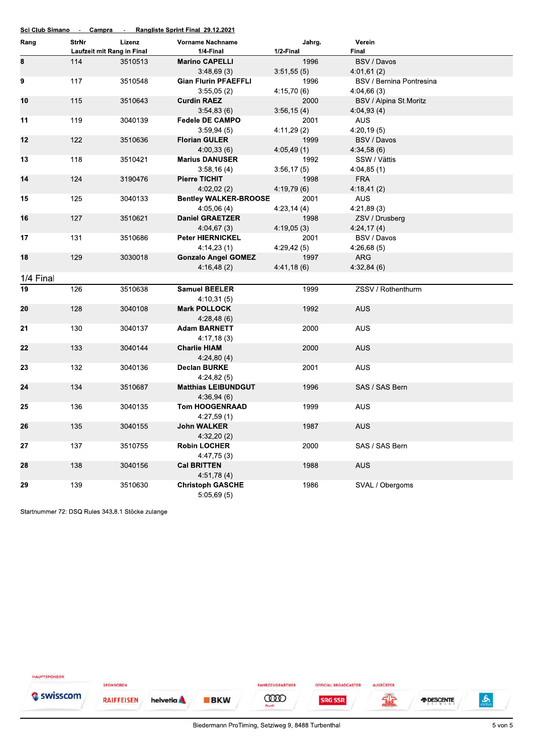Sci Club Simano - Campra - Rangliste Sprint Final 29.12.2021

| Rang | StrNr | Lizenz | Vorname Nachname | Jahrg. | Verein |
|---|---|---|---|---|---|
| | Laufzeit mit Rang in Final | | 1/4-Final | 1/2-Final | Final |
| 8 | 114 | 3510513 | Marino CAPELLI | 1996 | BSV / Davos |
| | | | 3:48,69 (3) | 3:51,55 (5) | 4:01,61 (2) |
| 9 | 117 | 3510548 | Gian Flurin PFAEFFLI | 1996 | BSV / Bernina Pontresina |
| | | | 3:55,05 (2) | 4:15,70 (6) | 4:04,66 (3) |
| 10 | 115 | 3510643 | Curdin RAEZ | 2000 | BSV / Alpina St.Moritz |
| | | | 3:54,83 (6) | 3:56,15 (4) | 4:04,93 (4) |
| 11 | 119 | 3040139 | Fedele DE CAMPO | 2001 | AUS |
| | | | 3:59,94 (5) | 4:11,29 (2) | 4:20,19 (5) |
| 12 | 122 | 3510636 | Florian GULER | 1999 | BSV / Davos |
| | | | 4:00,33 (6) | 4:05,49 (1) | 4:34,58 (6) |
| 13 | 118 | 3510421 | Marius DANUSER | 1992 | SSW / Vättis |
| | | | 3:58,16 (4) | 3:56,17 (5) | 4:04,85 (1) |
| 14 | 124 | 3190476 | Pierre TICHIT | 1998 | FRA |
| | | | 4:02,02 (2) | 4:19,79 (6) | 4:18,41 (2) |
| 15 | 125 | 3040133 | Bentley WALKER-BROOSE | 2001 | AUS |
| | | | 4:05,06 (4) | 4:23,14 (4) | 4:21,89 (3) |
| 16 | 127 | 3510621 | Daniel GRAETZER | 1998 | ZSV / Drusberg |
| | | | 4:04,67 (3) | 4:19,05 (3) | 4:24,17 (4) |
| 17 | 131 | 3510686 | Peter HIERNICKEL | 2001 | BSV / Davos |
| | | | 4:14,23 (1) | 4:29,42 (5) | 4:26,68 (5) |
| 18 | 129 | 3030018 | Gonzalo Angel GOMEZ | 1997 | ARG |
| | | | 4:16,48 (2) | 4:41,18 (6) | 4:32,84 (6) |

## 1/4 Final

| Rang | StrNr | Lizenz | Vorname Nachname | Jahrg. | Verein |
|---|---|---|---|---|---|
| 19 | 126 | 3510638 | Samuel BEELER | 1999 | ZSSV / Rothenthurm |
| | | | 4:10,31 (5) | | |
| 20 | 128 | 3040108 | Mark POLLOCK | 1992 | AUS |
| | | | 4:28,48 (6) | | |
| 21 | 130 | 3040137 | Adam BARNETT | 2000 | AUS |
| | | | 4:17,18 (3) | | |
| 22 | 133 | 3040144 | Charlie HIAM | 2000 | AUS |
| | | | 4:24,80 (4) | | |
| 23 | 132 | 3040136 | Declan BURKE | 2001 | AUS |
| | | | 4:24,82 (5) | | |
| 24 | 134 | 3510687 | Matthias LEIBUNDGUT | 1996 | SAS / SAS Bern |
| | | | 4:36,94 (6) | | |
| 25 | 136 | 3040135 | Tom HOOGENRAAD | 1999 | AUS |
| | | | 4:27,59 (1) | | |
| 26 | 135 | 3040155 | John WALKER | 1987 | AUS |
| | | | 4:32,20 (2) | | |
| 27 | 137 | 3510755 | Robin LOCHER | 2000 | SAS / SAS Bern |
| | | | 4:47,75 (3) | | |
| 28 | 138 | 3040156 | Cal BRITTEN | 1988 | AUS |
| | | | 4:51,78 (4) | | |
| 29 | 139 | 3510630 | Christoph GASCHE | 1986 | SVAL / Obergoms |
| | | | 5:05,69 (5) | | |

Startnummer 72: DSQ Rules 343.8.1 Stöcke zulange

HAUPTSPONSOR swisscom · SPONSOREN RAIFFEISEN helvetia BKW · FAHRZEUGPARTNER Audi · OFFICIAL BROADCASTER SRG SSR · AUSRÜSTER Swiss-Ski DESCENTE odlo

Biedermann ProTiming, Setziweg 9, 8488 Turbenthal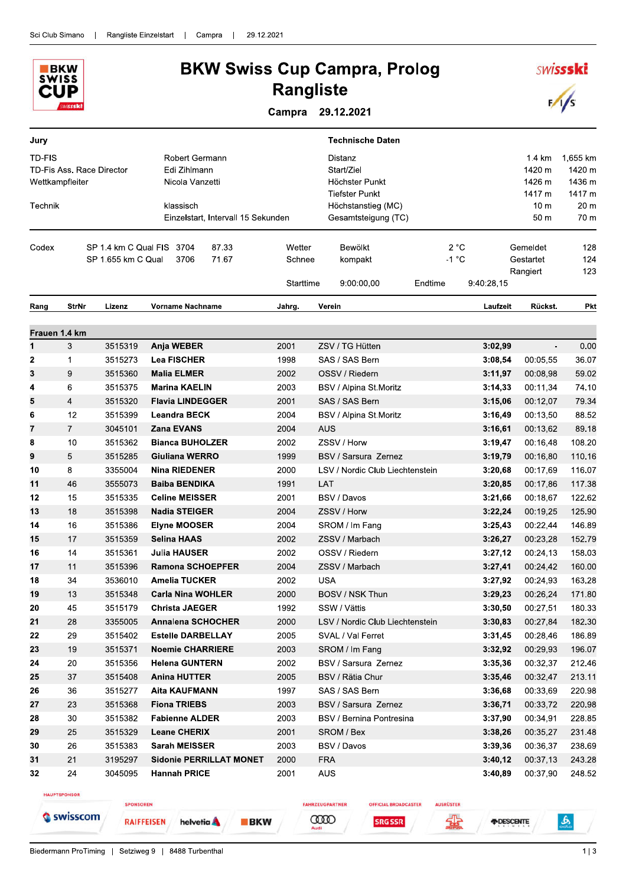# BKW Swiss Cup Campra, Prolog

## Rangliste

**Campra 29.12.2021**

| Jury | | Technische Daten | | |
|---|---|---|---|---|
| TD-FIS | Robert Germann | Distanz | 1.4 km | 1,655 km |
| TD-Fis Ass. Race Director | Edi Zihlmann | Start/Ziel | 1420 m | 1420 m |
| Wettkampfleiter | Nicola Vanzetti | Höchster Punkt | 1426 m | 1436 m |
| | | Tiefster Punkt | 1417 m | 1417 m |
| Technik | klassisch | Höchstanstieg (MC) | 10 m | 20 m |
| | Einzelstart, Intervall 15 Sekunden | Gesamtsteigung (TC) | 50 m | 70 m |

| Codex | | | | | | | | |
|---|---|---|---|---|---|---|---|---|
| SP 1.4 km C Qual FIS | 3704 | 87.33 | Wetter | Bewölkt | 2 °C | Gemeldet | 128 |
| SP 1.655 km C Qual | 3706 | 71.67 | Schnee | kompakt | -1 °C | Gestartet | 124 |
| | | | | | | Rangiert | 123 |
| | | | Starttime | 9:00:00,00 | Endtime | 9:40:28,15 | |

| Rang | StrNr | Lizenz | Vorname Nachname | Jahrg. | Verein | Laufzeit | Rückst. | Pkt |
|---|---|---|---|---|---|---|---|---|
| **Frauen 1.4 km** | | | | | | | | |
| **1** | 3 | 3515319 | **Anja WEBER** | 2001 | ZSV / TG Hütten | **3:02,99** | - | 0.00 |
| **2** | 1 | 3515273 | **Lea FISCHER** | 1998 | SAS / SAS Bern | **3:08,54** | 00:05,55 | 36.07 |
| **3** | 9 | 3515360 | **Malia ELMER** | 2002 | OSSV / Riedern | **3:11,97** | 00:08,98 | 59.02 |
| **4** | 6 | 3515375 | **Marina KAELIN** | 2003 | BSV / Alpina St.Moritz | **3:14,33** | 00:11,34 | 74.10 |
| **5** | 4 | 3515320 | **Flavia LINDEGGER** | 2001 | SAS / SAS Bern | **3:15,06** | 00:12,07 | 79.34 |
| **6** | 12 | 3515399 | **Leandra BECK** | 2004 | BSV / Alpina St.Moritz | **3:16,49** | 00:13,50 | 88.52 |
| **7** | 7 | 3045101 | **Zana EVANS** | 2004 | AUS | **3:16,61** | 00:13,62 | 89.18 |
| **8** | 10 | 3515362 | **Bianca BUHOLZER** | 2002 | ZSSV / Horw | **3:19,47** | 00:16,48 | 108.20 |
| **9** | 5 | 3515285 | **Giuliana WERRO** | 1999 | BSV / Sarsura Zernez | **3:19,79** | 00:16,80 | 110.16 |
| **10** | 8 | 3355004 | **Nina RIEDENER** | 2000 | LSV / Nordic Club Liechtenstein | **3:20,68** | 00:17,69 | 116.07 |
| **11** | 46 | 3555073 | **Baiba BENDIKA** | 1991 | LAT | **3:20,85** | 00:17,86 | 117.38 |
| **12** | 15 | 3515335 | **Celine MEISSER** | 2001 | BSV / Davos | **3:21,66** | 00:18,67 | 122.62 |
| **13** | 18 | 3515398 | **Nadia STEIGER** | 2004 | ZSSV / Horw | **3:22,24** | 00:19,25 | 125.90 |
| **14** | 16 | 3515386 | **Elyne MOOSER** | 2004 | SROM / Im Fang | **3:25,43** | 00:22,44 | 146.89 |
| **15** | 17 | 3515359 | **Selina HAAS** | 2002 | ZSSV / Marbach | **3:26,27** | 00:23,28 | 152.79 |
| **16** | 14 | 3515361 | **Julia HAUSER** | 2002 | OSSV / Riedern | **3:27,12** | 00:24,13 | 158.03 |
| **17** | 11 | 3515396 | **Ramona SCHOEPFER** | 2004 | ZSSV / Marbach | **3:27,41** | 00:24,42 | 160.00 |
| **18** | 34 | 3536010 | **Amelia TUCKER** | 2002 | USA | **3:27,92** | 00:24,93 | 163.28 |
| **19** | 13 | 3515348 | **Carla Nina WOHLER** | 2000 | BOSV / NSK Thun | **3:29,23** | 00:26,24 | 171.80 |
| **20** | 45 | 3515179 | **Christa JAEGER** | 1992 | SSW / Vättis | **3:30,50** | 00:27,51 | 180.33 |
| **21** | 28 | 3355005 | **Annalena SCHOCHER** | 2000 | LSV / Nordic Club Liechtenstein | **3:30,83** | 00:27,84 | 182.30 |
| **22** | 29 | 3515402 | **Estelle DARBELLAY** | 2005 | SVAL / Val Ferret | **3:31,45** | 00:28,46 | 186.89 |
| **23** | 19 | 3515371 | **Noemie CHARRIERE** | 2003 | SROM / Im Fang | **3:32,92** | 00:29,93 | 196.07 |
| **24** | 20 | 3515356 | **Helena GUNTERN** | 2002 | BSV / Sarsura Zernez | **3:35,36** | 00:32,37 | 212.46 |
| **25** | 37 | 3515408 | **Anina HUTTER** | 2005 | BSV / Rätia Chur | **3:35,46** | 00:32,47 | 213.11 |
| **26** | 36 | 3515277 | **Aita KAUFMANN** | 1997 | SAS / SAS Bern | **3:36,68** | 00:33,69 | 220.98 |
| **27** | 23 | 3515368 | **Fiona TRIEBS** | 2003 | BSV / Sarsura Zernez | **3:36,71** | 00:33,72 | 220.98 |
| **28** | 30 | 3515382 | **Fabienne ALDER** | 2003 | BSV / Bernina Pontresina | **3:37,90** | 00:34,91 | 228.85 |
| **29** | 25 | 3515329 | **Leane CHERIX** | 2001 | SROM / Bex | **3:38,26** | 00:35,27 | 231.48 |
| **30** | 26 | 3515383 | **Sarah MEISSER** | 2003 | BSV / Davos | **3:39,36** | 00:36,37 | 238.69 |
| **31** | 21 | 3195297 | **Sidonie PERRILLAT MONET** | 2000 | FRA | **3:40,12** | 00:37,13 | 243.28 |
| **32** | 24 | 3045095 | **Hannah PRICE** | 2001 | AUS | **3:40,89** | 00:37,90 | 248.52 |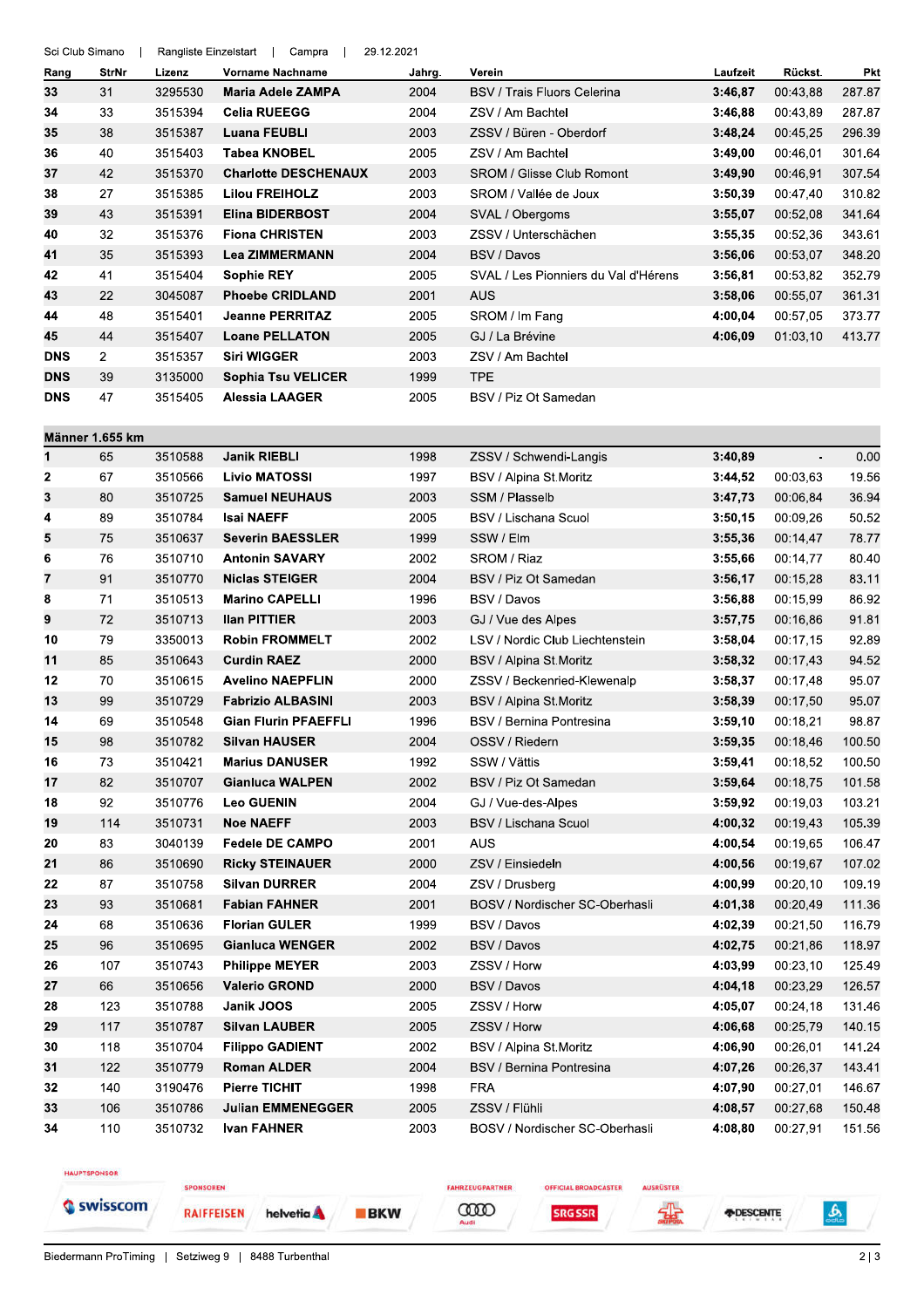| Rang | StrNr | Lizenz | Vorname Nachname | Jahrg. | Verein | Laufzeit | Rückst. | Pkt |
|---|---|---|---|---|---|---|---|---|
| **33** | 31 | 3295530 | **Maria Adele ZAMPA** | 2004 | BSV / Trais Fluors Celerina | **3:46,87** | 00:43,88 | 287.87 |
| **34** | 33 | 3515394 | **Celia RUEEGG** | 2004 | ZSV / Am Bachtel | **3:46,88** | 00:43,89 | 287.87 |
| **35** | 38 | 3515387 | **Luana FEUBLI** | 2003 | ZSSV / Büren - Oberdorf | **3:48,24** | 00:45,25 | 296.39 |
| **36** | 40 | 3515403 | **Tabea KNOBEL** | 2005 | ZSV / Am Bachtel | **3:49,00** | 00:46,01 | 301.64 |
| **37** | 42 | 3515370 | **Charlotte DESCHENAUX** | 2003 | SROM / Glisse Club Romont | **3:49,90** | 00:46,91 | 307.54 |
| **38** | 27 | 3515385 | **Lilou FREIHOLZ** | 2003 | SROM / Vallée de Joux | **3:50,39** | 00:47,40 | 310.82 |
| **39** | 43 | 3515391 | **Elina BIDERBOST** | 2004 | SVAL / Obergoms | **3:55,07** | 00:52,08 | 341.64 |
| **40** | 32 | 3515376 | **Fiona CHRISTEN** | 2003 | ZSSV / Unterschächen | **3:55,35** | 00:52,36 | 343.61 |
| **41** | 35 | 3515393 | **Lea ZIMMERMANN** | 2004 | BSV / Davos | **3:56,06** | 00:53,07 | 348.20 |
| **42** | 41 | 3515404 | **Sophie REY** | 2005 | SVAL / Les Pionniers du Val d'Hérens | **3:56,81** | 00:53,82 | 352.79 |
| **43** | 22 | 3045087 | **Phoebe CRIDLAND** | 2001 | AUS | **3:58,06** | 00:55,07 | 361.31 |
| **44** | 48 | 3515401 | **Jeanne PERRITAZ** | 2005 | SROM / Im Fang | **4:00,04** | 00:57,05 | 373.77 |
| **45** | 44 | 3515407 | **Loane PELLATON** | 2005 | GJ / La Brévine | **4:06,09** | 01:03,10 | 413.77 |
| **DNS** | 2 | 3515357 | **Siri WIGGER** | 2003 | ZSV / Am Bachtel | | | |
| **DNS** | 39 | 3135000 | **Sophia Tsu VELICER** | 1999 | TPE | | | |
| **DNS** | 47 | 3515405 | **Alessia LAAGER** | 2005 | BSV / Piz Ot Samedan | | | |

**Männer 1.655 km**

| Rang | StrNr | Lizenz | Vorname Nachname | Jahrg. | Verein | Laufzeit | Rückst. | Pkt |
|---|---|---|---|---|---|---|---|---|
| **1** | 65 | 3510588 | **Janik RIEBLI** | 1998 | ZSSV / Schwendi-Langis | **3:40,89** | - | 0.00 |
| **2** | 67 | 3510566 | **Livio MATOSSI** | 1997 | BSV / Alpina St.Moritz | **3:44,52** | 00:03,63 | 19.56 |
| **3** | 80 | 3510725 | **Samuel NEUHAUS** | 2003 | SSM / Plasselb | **3:47,73** | 00:06,84 | 36.94 |
| **4** | 89 | 3510784 | **Isai NAEFF** | 2005 | BSV / Lischana Scuol | **3:50,15** | 00:09,26 | 50.52 |
| **5** | 75 | 3510637 | **Severin BAESSLER** | 1999 | SSW / Elm | **3:55,36** | 00:14,47 | 78.77 |
| **6** | 76 | 3510710 | **Antonin SAVARY** | 2002 | SROM / Riaz | **3:55,66** | 00:14,77 | 80.40 |
| **7** | 91 | 3510770 | **Niclas STEIGER** | 2004 | BSV / Piz Ot Samedan | **3:56,17** | 00:15,28 | 83.11 |
| **8** | 71 | 3510513 | **Marino CAPELLI** | 1996 | BSV / Davos | **3:56,88** | 00:15,99 | 86.92 |
| **9** | 72 | 3510713 | **Ilan PITTIER** | 2003 | GJ / Vue des Alpes | **3:57,75** | 00:16,86 | 91.81 |
| **10** | 79 | 3350013 | **Robin FROMMELT** | 2002 | LSV / Nordic Club Liechtenstein | **3:58,04** | 00:17,15 | 92.89 |
| **11** | 85 | 3510643 | **Curdin RAEZ** | 2000 | BSV / Alpina St.Moritz | **3:58,32** | 00:17,43 | 94.52 |
| **12** | 70 | 3510615 | **Avelino NAEPFLIN** | 2000 | ZSSV / Beckenried-Klewenalp | **3:58,37** | 00:17,48 | 95.07 |
| **13** | 99 | 3510729 | **Fabrizio ALBASINI** | 2003 | BSV / Alpina St.Moritz | **3:58,39** | 00:17,50 | 95.07 |
| **14** | 69 | 3510548 | **Gian Flurin PFAEFFLI** | 1996 | BSV / Bernina Pontresina | **3:59,10** | 00:18,21 | 98.87 |
| **15** | 98 | 3510782 | **Silvan HAUSER** | 2004 | OSSV / Riedern | **3:59,35** | 00:18,46 | 100.50 |
| **16** | 73 | 3510421 | **Marius DANUSER** | 1992 | SSW / Vättis | **3:59,41** | 00:18,52 | 100.50 |
| **17** | 82 | 3510707 | **Gianluca WALPEN** | 2002 | BSV / Piz Ot Samedan | **3:59,64** | 00:18,75 | 101.58 |
| **18** | 92 | 3510776 | **Leo GUENIN** | 2004 | GJ / Vue-des-Alpes | **3:59,92** | 00:19,03 | 103.21 |
| **19** | 114 | 3510731 | **Noe NAEFF** | 2003 | BSV / Lischana Scuol | **4:00,32** | 00:19,43 | 105.39 |
| **20** | 83 | 3040139 | **Fedele DE CAMPO** | 2001 | AUS | **4:00,54** | 00:19,65 | 106.47 |
| **21** | 86 | 3510690 | **Ricky STEINAUER** | 2000 | ZSV / Einsiedeln | **4:00,56** | 00:19,67 | 107.02 |
| **22** | 87 | 3510758 | **Silvan DURRER** | 2004 | ZSV / Drusberg | **4:00,99** | 00:20,10 | 109.19 |
| **23** | 93 | 3510681 | **Fabian FAHNER** | 2001 | BOSV / Nordischer SC-Oberhasli | **4:01,38** | 00:20,49 | 111.36 |
| **24** | 68 | 3510636 | **Florian GULER** | 1999 | BSV / Davos | **4:02,39** | 00:21,50 | 116.79 |
| **25** | 96 | 3510695 | **Gianluca WENGER** | 2002 | BSV / Davos | **4:02,75** | 00:21,86 | 118.97 |
| **26** | 107 | 3510743 | **Philippe MEYER** | 2003 | ZSSV / Horw | **4:03,99** | 00:23,10 | 125.49 |
| **27** | 66 | 3510656 | **Valerio GROND** | 2000 | BSV / Davos | **4:04,18** | 00:23,29 | 126.57 |
| **28** | 123 | 3510788 | **Janik JOOS** | 2005 | ZSSV / Horw | **4:05,07** | 00:24,18 | 131.46 |
| **29** | 117 | 3510787 | **Silvan LAUBER** | 2005 | ZSSV / Horw | **4:06,68** | 00:25,79 | 140.15 |
| **30** | 118 | 3510704 | **Filippo GADIENT** | 2002 | BSV / Alpina St.Moritz | **4:06,90** | 00:26,01 | 141.24 |
| **31** | 122 | 3510779 | **Roman ALDER** | 2004 | BSV / Bernina Pontresina | **4:07,26** | 00:26,37 | 143.41 |
| **32** | 140 | 3190476 | **Pierre TICHIT** | 1998 | FRA | **4:07,90** | 00:27,01 | 146.67 |
| **33** | 106 | 3510786 | **Julian EMMENEGGER** | 2005 | ZSSV / Flühli | **4:08,57** | 00:27,68 | 150.48 |
| **34** | 110 | 3510732 | **Ivan FAHNER** | 2003 | BOSV / Nordischer SC-Oberhasli | **4:08,80** | 00:27,91 | 151.56 |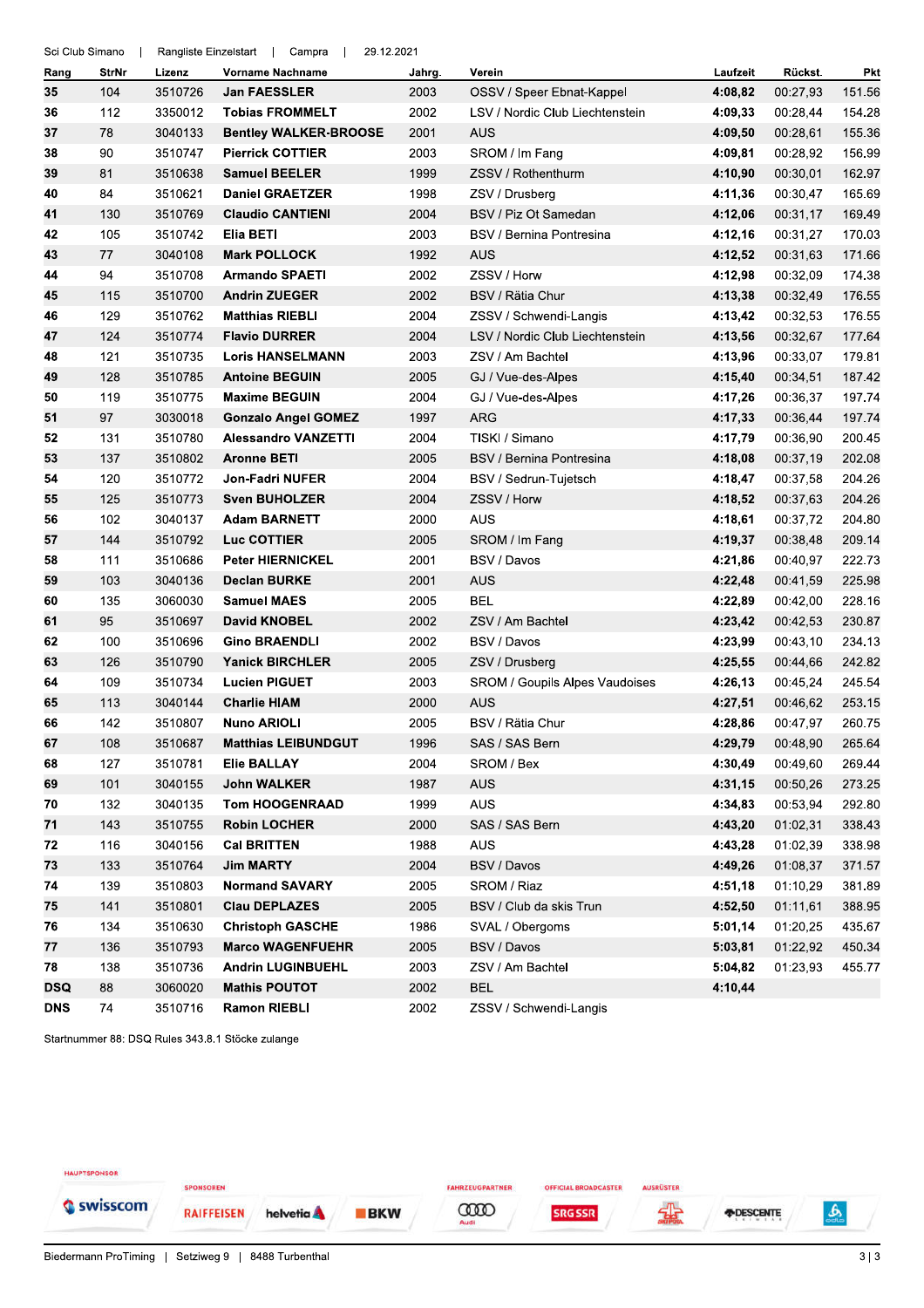Sci Club Simano | Rangliste Einzelstart | Campra | 29.12.2021

| Rang | StrNr | Lizenz | Vorname Nachname | Jahrg. | Verein | Laufzeit | Rückst. | Pkt |
|---|---|---|---|---|---|---|---|---|
| **35** | 104 | 3510726 | **Jan FAESSLER** | 2003 | OSSV / Speer Ebnat-Kappel | **4:08,82** | 00:27,93 | 151.56 |
| **36** | 112 | 3350012 | **Tobias FROMMELT** | 2002 | LSV / Nordic Club Liechtenstein | **4:09,33** | 00:28,44 | 154.28 |
| **37** | 78 | 3040133 | **Bentley WALKER-BROOSE** | 2001 | AUS | **4:09,50** | 00:28,61 | 155.36 |
| **38** | 90 | 3510747 | **Pierrick COTTIER** | 2003 | SROM / Im Fang | **4:09,81** | 00:28,92 | 156.99 |
| **39** | 81 | 3510638 | **Samuel BEELER** | 1999 | ZSSV / Rothenthurm | **4:10,90** | 00:30,01 | 162.97 |
| **40** | 84 | 3510621 | **Daniel GRAETZER** | 1998 | ZSV / Drusberg | **4:11,36** | 00:30,47 | 165.69 |
| **41** | 130 | 3510769 | **Claudio CANTIENI** | 2004 | BSV / Piz Ot Samedan | **4:12,06** | 00:31,17 | 169.49 |
| **42** | 105 | 3510742 | **Elia BETI** | 2003 | BSV / Bernina Pontresina | **4:12,16** | 00:31,27 | 170.03 |
| **43** | 77 | 3040108 | **Mark POLLOCK** | 1992 | AUS | **4:12,52** | 00:31,63 | 171.66 |
| **44** | 94 | 3510708 | **Armando SPAETI** | 2002 | ZSSV / Horw | **4:12,98** | 00:32,09 | 174.38 |
| **45** | 115 | 3510700 | **Andrin ZUEGER** | 2002 | BSV / Rätia Chur | **4:13,38** | 00:32,49 | 176.55 |
| **46** | 129 | 3510762 | **Matthias RIEBLI** | 2004 | ZSSV / Schwendi-Langis | **4:13,42** | 00:32,53 | 176.55 |
| **47** | 124 | 3510774 | **Flavio DURRER** | 2004 | LSV / Nordic Club Liechtenstein | **4:13,56** | 00:32,67 | 177.64 |
| **48** | 121 | 3510735 | **Loris HANSELMANN** | 2003 | ZSV / Am Bachtel | **4:13,96** | 00:33,07 | 179.81 |
| **49** | 128 | 3510785 | **Antoine BEGUIN** | 2005 | GJ / Vue-des-Alpes | **4:15,40** | 00:34,51 | 187.42 |
| **50** | 119 | 3510775 | **Maxime BEGUIN** | 2004 | GJ / Vue-des-Alpes | **4:17,26** | 00:36,37 | 197.74 |
| **51** | 97 | 3030018 | **Gonzalo Angel GOMEZ** | 1997 | ARG | **4:17,33** | 00:36,44 | 197.74 |
| **52** | 131 | 3510780 | **Alessandro VANZETTI** | 2004 | TISKI / Simano | **4:17,79** | 00:36,90 | 200.45 |
| **53** | 137 | 3510802 | **Aronne BETI** | 2005 | BSV / Bernina Pontresina | **4:18,08** | 00:37,19 | 202.08 |
| **54** | 120 | 3510772 | **Jon-Fadri NUFER** | 2004 | BSV / Sedrun-Tujetsch | **4:18,47** | 00:37,58 | 204.26 |
| **55** | 125 | 3510773 | **Sven BUHOLZER** | 2004 | ZSSV / Horw | **4:18,52** | 00:37,63 | 204.26 |
| **56** | 102 | 3040137 | **Adam BARNETT** | 2000 | AUS | **4:18,61** | 00:37,72 | 204.80 |
| **57** | 144 | 3510792 | **Luc COTTIER** | 2005 | SROM / Im Fang | **4:19,37** | 00:38,48 | 209.14 |
| **58** | 111 | 3510686 | **Peter HIERNICKEL** | 2001 | BSV / Davos | **4:21,86** | 00:40,97 | 222.73 |
| **59** | 103 | 3040136 | **Declan BURKE** | 2001 | AUS | **4:22,48** | 00:41,59 | 225.98 |
| **60** | 135 | 3060030 | **Samuel MAES** | 2005 | BEL | **4:22,89** | 00:42,00 | 228.16 |
| **61** | 95 | 3510697 | **David KNOBEL** | 2002 | ZSV / Am Bachtel | **4:23,42** | 00:42,53 | 230.87 |
| **62** | 100 | 3510696 | **Gino BRAENDLI** | 2002 | BSV / Davos | **4:23,99** | 00:43,10 | 234.13 |
| **63** | 126 | 3510790 | **Yanick BIRCHLER** | 2005 | ZSV / Drusberg | **4:25,55** | 00:44,66 | 242.82 |
| **64** | 109 | 3510734 | **Lucien PIGUET** | 2003 | SROM / Goupils Alpes Vaudoises | **4:26,13** | 00:45,24 | 245.54 |
| **65** | 113 | 3040144 | **Charlie HIAM** | 2000 | AUS | **4:27,51** | 00:46,62 | 253.15 |
| **66** | 142 | 3510807 | **Nuno ARIOLI** | 2005 | BSV / Rätia Chur | **4:28,86** | 00:47,97 | 260.75 |
| **67** | 108 | 3510687 | **Matthias LEIBUNDGUT** | 1996 | SAS / SAS Bern | **4:29,79** | 00:48,90 | 265.64 |
| **68** | 127 | 3510781 | **Elie BALLAY** | 2004 | SROM / Bex | **4:30,49** | 00:49,60 | 269.44 |
| **69** | 101 | 3040155 | **John WALKER** | 1987 | AUS | **4:31,15** | 00:50,26 | 273.25 |
| **70** | 132 | 3040135 | **Tom HOOGENRAAD** | 1999 | AUS | **4:34,83** | 00:53,94 | 292.80 |
| **71** | 143 | 3510755 | **Robin LOCHER** | 2000 | SAS / SAS Bern | **4:43,20** | 01:02,31 | 338.43 |
| **72** | 116 | 3040156 | **Cal BRITTEN** | 1988 | AUS | **4:43,28** | 01:02,39 | 338.98 |
| **73** | 133 | 3510764 | **Jim MARTY** | 2004 | BSV / Davos | **4:49,26** | 01:08,37 | 371.57 |
| **74** | 139 | 3510803 | **Normand SAVARY** | 2005 | SROM / Riaz | **4:51,18** | 01:10,29 | 381.89 |
| **75** | 141 | 3510801 | **Clau DEPLAZES** | 2005 | BSV / Club da skis Trun | **4:52,50** | 01:11,61 | 388.95 |
| **76** | 134 | 3510630 | **Christoph GASCHE** | 1986 | SVAL / Obergoms | **5:01,14** | 01:20,25 | 435.67 |
| **77** | 136 | 3510793 | **Marco WAGENFUEHR** | 2005 | BSV / Davos | **5:03,81** | 01:22,92 | 450.34 |
| **78** | 138 | 3510736 | **Andrin LUGINBUEHL** | 2003 | ZSV / Am Bachtel | **5:04,82** | 01:23,93 | 455.77 |
| **DSQ** | 88 | 3060020 | **Mathis POUTOT** | 2002 | BEL | **4:10,44** | | |
| **DNS** | 74 | 3510716 | **Ramon RIEBLI** | 2002 | ZSSV / Schwendi-Langis | | | |

Startnummer 88: DSQ Rules 343.8.1 Stöcke zulange

HAUPTSPONSOR swisscom | SPONSOREN RAIFFEISEN helvetia BKW | FAHRZEUGPARTNER Audi | OFFICIAL BROADCASTER SRG SSR | AUSRÜSTER DESCENTE

Biedermann ProTiming | Setziweg 9 | 8488 Turbenthal